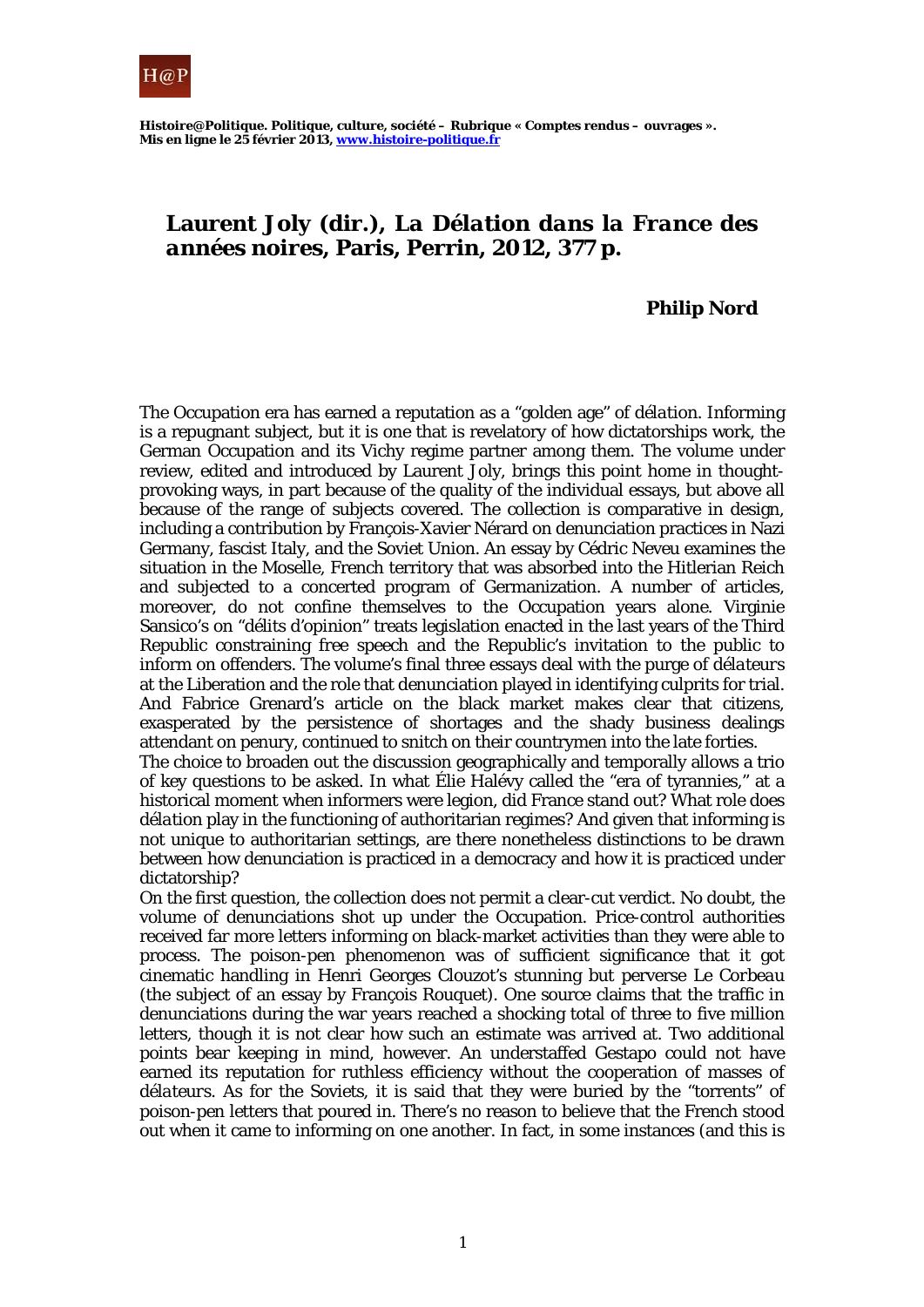Histoire@Politique. Politique, culture, société – Rubrique « Comptes rendus – ouvrages ».
Mis en ligne le 25 février 2013, www.histoire-politique.fr

# Laurent Joly (dir.), *La Délation dans la France des années noires*, Paris, Perrin, 2012, 377 p.

**Philip Nord**

The Occupation era has earned a reputation as a "golden age" of *délation*. Informing is a repugnant subject, but it is one that is revelatory of how dictatorships work, the German Occupation and its Vichy regime partner among them. The volume under review, edited and introduced by Laurent Joly, brings this point home in thought-provoking ways, in part because of the quality of the individual essays, but above all because of the range of subjects covered. The collection is comparative in design, including a contribution by François-Xavier Nérard on denunciation practices in Nazi Germany, fascist Italy, and the Soviet Union. An essay by Cédric Neveu examines the situation in the Moselle, French territory that was absorbed into the Hitlerian Reich and subjected to a concerted program of Germanization. A number of articles, moreover, do not confine themselves to the Occupation years alone. Virginie Sansico's on "délits d'opinion" treats legislation enacted in the last years of the Third Republic constraining free speech and the Republic's invitation to the public to inform on offenders. The volume's final three essays deal with the purge of *délateurs* at the Liberation and the role that denunciation played in identifying culprits for trial. And Fabrice Grenard's article on the black market makes clear that citizens, exasperated by the persistence of shortages and the shady business dealings attendant on penury, continued to snitch on their countrymen into the late forties.

The choice to broaden out the discussion geographically and temporally allows a trio of key questions to be asked. In what Élie Halévy called the "era of tyrannies," at a historical moment when informers were legion, did France stand out? What role does *délation* play in the functioning of authoritarian regimes? And given that informing is not unique to authoritarian settings, are there nonetheless distinctions to be drawn between how denunciation is practiced in a democracy and how it is practiced under dictatorship?

On the first question, the collection does not permit a clear-cut verdict. No doubt, the volume of denunciations shot up under the Occupation. Price-control authorities received far more letters informing on black-market activities than they were able to process. The poison-pen phenomenon was of sufficient significance that it got cinematic handling in Henri Georges Clouzot's stunning but perverse *Le Corbeau* (the subject of an essay by François Rouquet). One source claims that the traffic in denunciations during the war years reached a shocking total of three to five million letters, though it is not clear how such an estimate was arrived at. Two additional points bear keeping in mind, however. An understaffed Gestapo could not have earned its reputation for ruthless efficiency without the cooperation of masses of *délateurs*. As for the Soviets, it is said that they were buried by the "torrents" of poison-pen letters that poured in. There's no reason to believe that the French stood out when it came to informing on one another. In fact, in some instances (and this is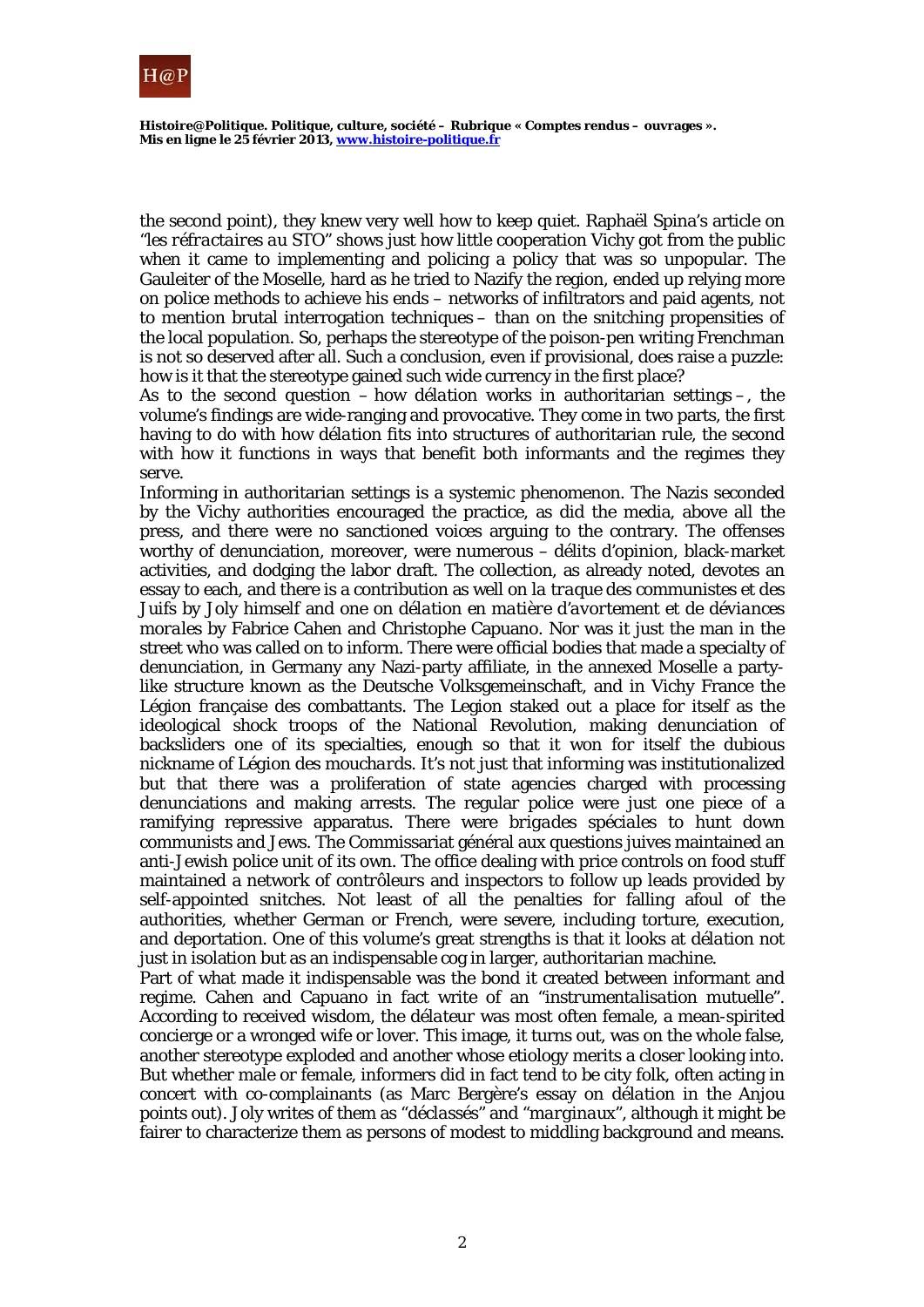the second point), they knew very well how to keep quiet. Raphaël Spina's article on "*les réfractaires au STO*" shows just how little cooperation Vichy got from the public when it came to implementing and policing a policy that was so unpopular. The Gauleiter of the Moselle, hard as he tried to Nazify the region, ended up relying more on police methods to achieve his ends – networks of infiltrators and paid agents, not to mention brutal interrogation techniques – than on the snitching propensities of the local population. So, perhaps the stereotype of the poison-pen writing Frenchman is not so deserved after all. Such a conclusion, even if provisional, does raise a puzzle: how is it that the stereotype gained such wide currency in the first place?

As to the second question – how *délation* works in authoritarian settings –, the volume's findings are wide-ranging and provocative. They come in two parts, the first having to do with how *délation* fits into structures of authoritarian rule, the second with how it functions in ways that benefit both informants and the regimes they serve.

Informing in authoritarian settings is a systemic phenomenon. The Nazis seconded by the Vichy authorities encouraged the practice, as did the media, above all the press, and there were no sanctioned voices arguing to the contrary. The offenses worthy of denunciation, moreover, were numerous – délits d'opinion, black-market activities, and dodging the labor draft. The collection, as already noted, devotes an essay to each, and there is a contribution as well on *la traque des communistes et des Juifs* by Joly himself and one on *délation en matière d'avortement et de déviances morales* by Fabrice Cahen and Christophe Capuano. Nor was it just the man in the street who was called on to inform. There were official bodies that made a specialty of denunciation, in Germany any Nazi-party affiliate, in the annexed Moselle a party-like structure known as the Deutsche Volksgemeinschaft, and in Vichy France the Légion française des combattants. The Legion staked out a place for itself as the ideological shock troops of the National Revolution, making denunciation of backsliders one of its specialties, enough so that it won for itself the dubious nickname of *Légion des mouchards*. It's not just that informing was institutionalized but that there was a proliferation of state agencies charged with processing denunciations and making arrests. The regular police were just one piece of a ramifying repressive apparatus. There were *brigades spéciales* to hunt down communists and Jews. The Commissariat général aux questions juives maintained an anti-Jewish police unit of its own. The office dealing with price controls on food stuff maintained a network of *contrôleurs* and inspectors to follow up leads provided by self-appointed snitches. Not least of all the penalties for falling afoul of the authorities, whether German or French, were severe, including torture, execution, and deportation. One of this volume's great strengths is that it looks at *délation* not just in isolation but as an indispensable cog in larger, authoritarian machine.

Part of what made it indispensable was the bond it created between informant and regime. Cahen and Capuano in fact write of an "*instrumentalisation mutuelle*". According to received wisdom, the *délateur* was most often female, a mean-spirited concierge or a wronged wife or lover. This image, it turns out, was on the whole false, another stereotype exploded and another whose etiology merits a closer looking into. But whether male or female, informers did in fact tend to be city folk, often acting in concert with co-complainants (as Marc Bergère's essay on *délation* in the Anjou points out). Joly writes of them as "*déclassés*" and "*marginaux*", although it might be fairer to characterize them as persons of modest to middling background and means.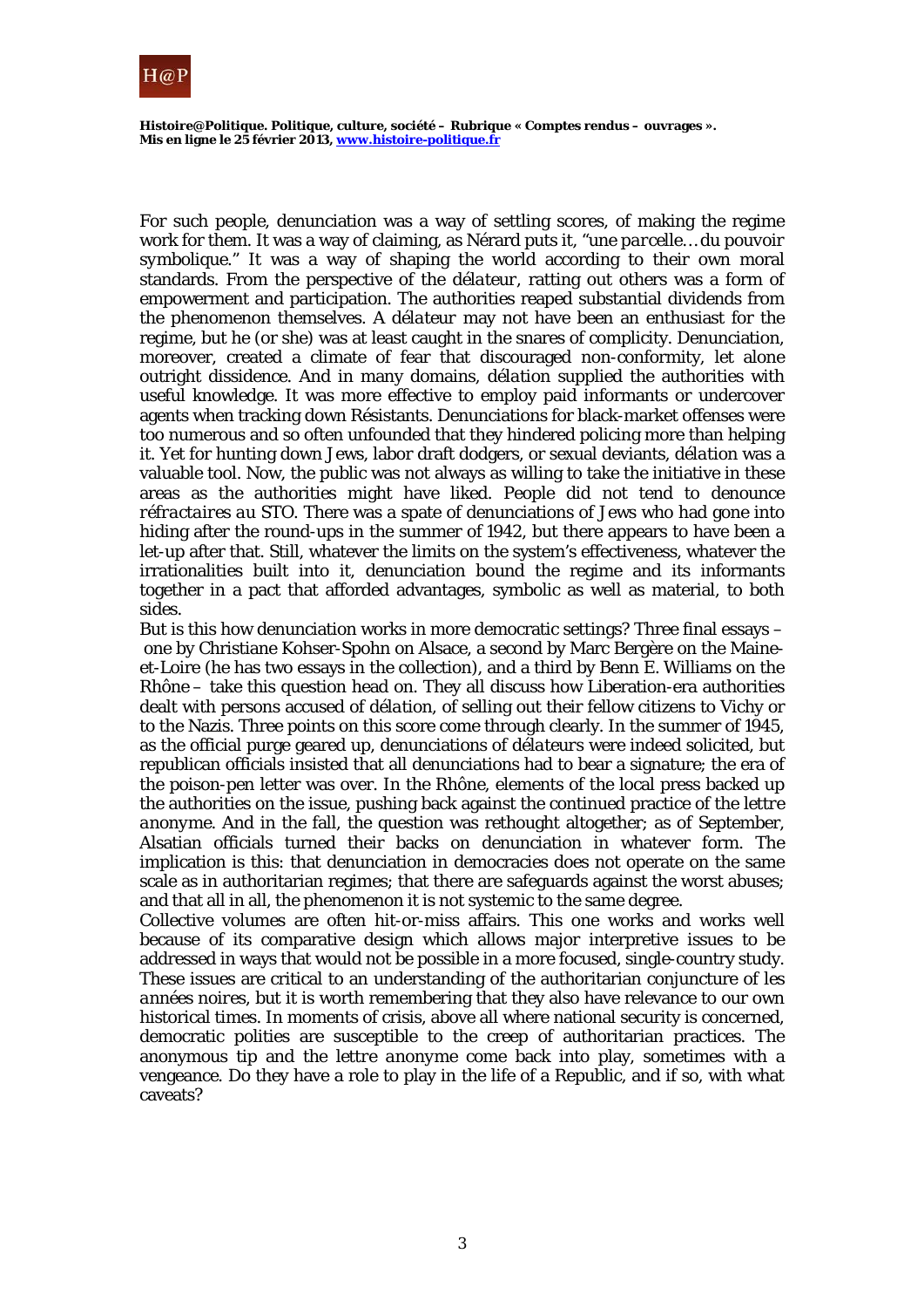For such people, denunciation was a way of settling scores, of making the regime work for them. It was a way of claiming, as Nérard puts it, "*une parcelle… du pouvoir symbolique*." It was a way of shaping the world according to their own moral standards. From the perspective of the *délateur*, ratting out others was a form of empowerment and participation. The authorities reaped substantial dividends from the phenomenon themselves. A *délateur* may not have been an enthusiast for the regime, but he (or she) was at least caught in the snares of complicity. Denunciation, moreover, created a climate of fear that discouraged non-conformity, let alone outright dissidence. And in many domains, *délation* supplied the authorities with useful knowledge. It was more effective to employ paid informants or undercover agents when tracking down Résistants. Denunciations for black-market offenses were too numerous and so often unfounded that they hindered policing more than helping it. Yet for hunting down Jews, labor draft dodgers, or sexual deviants, *délation* was a valuable tool. Now, the public was not always as willing to take the initiative in these areas as the authorities might have liked. People did not tend to denounce *réfractaires au STO*. There was a spate of denunciations of Jews who had gone into hiding after the round-ups in the summer of 1942, but there appears to have been a let-up after that. Still, whatever the limits on the system's effectiveness, whatever the irrationalities built into it, denunciation bound the regime and its informants together in a pact that afforded advantages, symbolic as well as material, to both sides.

But is this how denunciation works in more democratic settings? Three final essays – one by Christiane Kohser-Spohn on Alsace, a second by Marc Bergère on the Maine-et-Loire (he has two essays in the collection), and a third by Benn E. Williams on the Rhône – take this question head on. They all discuss how Liberation-era authorities dealt with persons accused of *délation*, of selling out their fellow citizens to Vichy or to the Nazis. Three points on this score come through clearly. In the summer of 1945, as the official purge geared up, denunciations of *délateurs* were indeed solicited, but republican officials insisted that all denunciations had to bear a signature; the era of the poison-pen letter was over. In the Rhône, elements of the local press backed up the authorities on the issue, pushing back against the continued practice of the *lettre anonyme*. And in the fall, the question was rethought altogether; as of September, Alsatian officials turned their backs on denunciation in whatever form. The implication is this: that denunciation in democracies does not operate on the same scale as in authoritarian regimes; that there are safeguards against the worst abuses; and that all in all, the phenomenon it is not systemic to the same degree.

Collective volumes are often hit-or-miss affairs. This one works and works well because of its comparative design which allows major interpretive issues to be addressed in ways that would not be possible in a more focused, single-country study. These issues are critical to an understanding of the authoritarian conjuncture of *les années noires*, but it is worth remembering that they also have relevance to our own historical times. In moments of crisis, above all where national security is concerned, democratic polities are susceptible to the creep of authoritarian practices. The anonymous tip and the *lettre anonyme* come back into play, sometimes with a vengeance. Do they have a role to play in the life of a Republic, and if so, with what caveats?